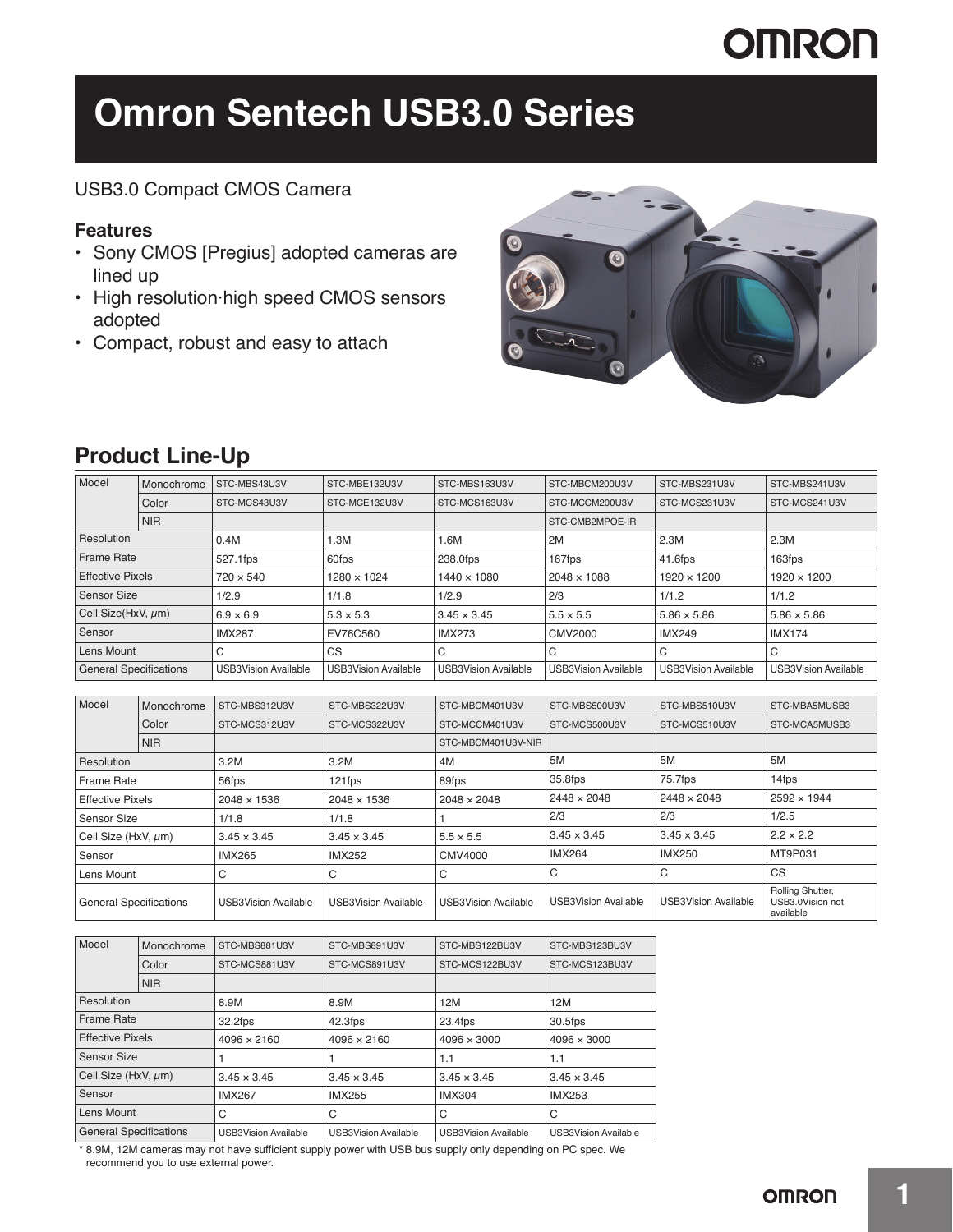# Omron Sentech USB3.0 Series

USB3.0 Compact CMOS Camera

### Features

- Sony CMOS [Pregius] adopted cameras are lined up
- High resolution·high speed CMOS sensors adopted
- Compact, robust and easy to attach

## Product Line-Up

| Model | | | | | | | |
|---|---|---|---|---|---|---|---|
| | Monochrome | STC-MBS43U3V | STC-MBE132U3V | STC-MBS163U3V | STC-MBCM200U3V | STC-MBS231U3V | STC-MBS241U3V |
| | Color | STC-MCS43U3V | STC-MCE132U3V | STC-MCS163U3V | STC-MCCM200U3V | STC-MCS231U3V | STC-MCS241U3V |
| | NIR | | | | STC-CMB2MPOE-IR | | |
| Resolution | | 0.4M | 1.3M | 1.6M | 2M | 2.3M | 2.3M |
| Frame Rate | | 527.1fps | 60fps | 238.0fps | 167fps | 41.6fps | 163fps |
| Effective Pixels | | 720 × 540 | 1280 × 1024 | 1440 × 1080 | 2048 × 1088 | 1920 × 1200 | 1920 × 1200 |
| Sensor Size | | 1/2.9 | 1/1.8 | 1/2.9 | 2/3 | 1/1.2 | 1/1.2 |
| Cell Size(HxV, μm) | | 6.9 × 6.9 | 5.3 × 5.3 | 3.45 × 3.45 | 5.5 × 5.5 | 5.86 × 5.86 | 5.86 × 5.86 |
| Sensor | | IMX287 | EV76C560 | IMX273 | CMV2000 | IMX249 | IMX174 |
| Lens Mount | | C | CS | C | C | C | C |
| General Specifications | | USB3Vision Available | USB3Vision Available | USB3Vision Available | USB3Vision Available | USB3Vision Available | USB3Vision Available |

| Model | | | | | | | |
|---|---|---|---|---|---|---|---|
| | Monochrome | STC-MBS312U3V | STC-MBS322U3V | STC-MBCM401U3V | STC-MBS500U3V | STC-MBS510U3V | STC-MBA5MUSB3 |
| | Color | STC-MCS312U3V | STC-MCS322U3V | STC-MCCM401U3V | STC-MCS500U3V | STC-MCS510U3V | STC-MCA5MUSB3 |
| | NIR | | | STC-MBCM401U3V-NIR | | | |
| Resolution | | 3.2M | 3.2M | 4M | 5M | 5M | 5M |
| Frame Rate | | 56fps | 121fps | 89fps | 35.8fps | 75.7fps | 14fps |
| Effective Pixels | | 2048 × 1536 | 2048 × 1536 | 2048 × 2048 | 2448 × 2048 | 2448 × 2048 | 2592 × 1944 |
| Sensor Size | | 1/1.8 | 1/1.8 | 1 | 2/3 | 2/3 | 1/2.5 |
| Cell Size (HxV, μm) | | 3.45 × 3.45 | 3.45 × 3.45 | 5.5 × 5.5 | 3.45 × 3.45 | 3.45 × 3.45 | 2.2 × 2.2 |
| Sensor | | IMX265 | IMX252 | CMV4000 | IMX264 | IMX250 | MT9P031 |
| Lens Mount | | C | C | C | C | C | CS |
| General Specifications | | USB3Vision Available | USB3Vision Available | USB3Vision Available | USB3Vision Available | USB3Vision Available | Rolling Shutter, USB3.0Vision not available |

| Model | | | | | |
|---|---|---|---|---|---|
| | Monochrome | STC-MBS881U3V | STC-MBS891U3V | STC-MBS122BU3V | STC-MBS123BU3V |
| | Color | STC-MCS881U3V | STC-MCS891U3V | STC-MCS122BU3V | STC-MCS123BU3V |
| | NIR | | | | |
| Resolution | | 8.9M | 8.9M | 12M | 12M |
| Frame Rate | | 32.2fps | 42.3fps | 23.4fps | 30.5fps |
| Effective Pixels | | 4096 × 2160 | 4096 × 2160 | 4096 × 3000 | 4096 × 3000 |
| Sensor Size | | 1 | 1 | 1.1 | 1.1 |
| Cell Size (HxV, μm) | | 3.45 × 3.45 | 3.45 × 3.45 | 3.45 × 3.45 | 3.45 × 3.45 |
| Sensor | | IMX267 | IMX255 | IMX304 | IMX253 |
| Lens Mount | | C | C | C | C |
| General Specifications | | USB3Vision Available | USB3Vision Available | USB3Vision Available | USB3Vision Available |

* 8.9M, 12M cameras may not have sufficient supply power with USB bus supply only depending on PC spec. We recommend you to use external power.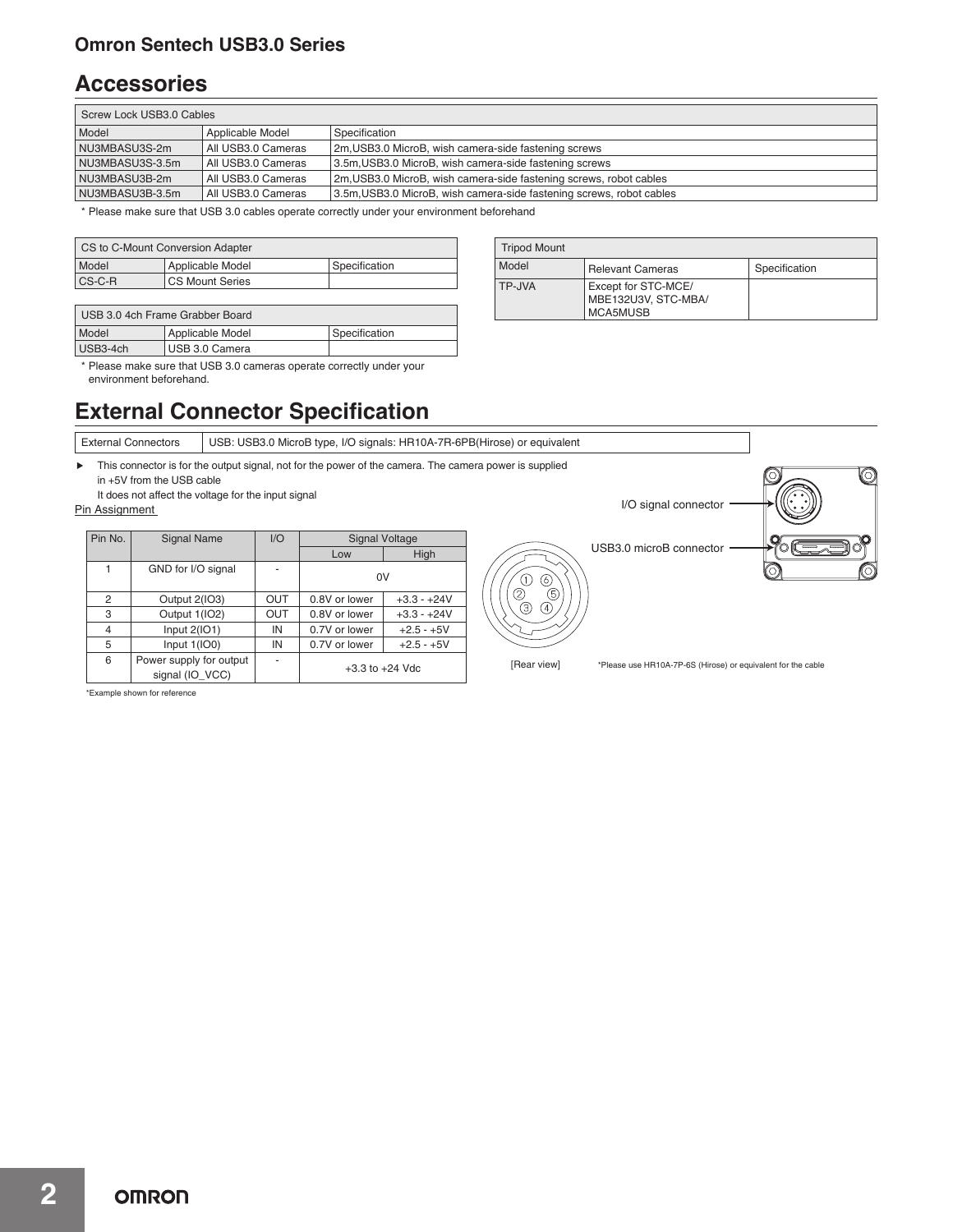## Accessories

| Screw Lock USB3.0 Cables | | |
|---|---|---|
| Model | Applicable Model | Specification |
| NU3MBASU3S-2m | All USB3.0 Cameras | 2m,USB3.0 MicroB, wish camera-side fastening screws |
| NU3MBASU3S-3.5m | All USB3.0 Cameras | 3.5m,USB3.0 MicroB, wish camera-side fastening screws |
| NU3MBASU3B-2m | All USB3.0 Cameras | 2m,USB3.0 MicroB, wish camera-side fastening screws, robot cables |
| NU3MBASU3B-3.5m | All USB3.0 Cameras | 3.5m,USB3.0 MicroB, wish camera-side fastening screws, robot cables |

* Please make sure that USB 3.0 cables operate correctly under your environment beforehand

| CS to C-Mount Conversion Adapter | | |
|---|---|---|
| Model | Applicable Model | Specification |
| CS-C-R | CS Mount Series | |

| USB 3.0 4ch Frame Grabber Board | | |
|---|---|---|
| Model | Applicable Model | Specification |
| USB3-4ch | USB 3.0 Camera | |

* Please make sure that USB 3.0 cameras operate correctly under your environment beforehand.

| Tripod Mount | | |
|---|---|---|
| Model | Relevant Cameras | Specification |
| TP-JVA | Except for STC-MCE/ MBE132U3V, STC-MBA/ MCA5MUSB | |

## External Connector Specification

| External Connectors | USB: USB3.0 MicroB type, I/O signals: HR10A-7R-6PB(Hirose) or equivalent |
|---|---|

▶ This connector is for the output signal, not for the power of the camera. The camera power is supplied in +5V from the USB cable
It does not affect the voltage for the input signal

Pin Assignment

| Pin No. | Signal Name | I/O | Signal Voltage | |
|---|---|---|---|---|
| | | | Low | High |
| 1 | GND for I/O signal | - | 0V | |
| 2 | Output 2(IO3) | OUT | 0.8V or lower | +3.3 - +24V |
| 3 | Output 1(IO2) | OUT | 0.8V or lower | +3.3 - +24V |
| 4 | Input 2(IO1) | IN | 0.7V or lower | +2.5 - +5V |
| 5 | Input 1(IO0) | IN | 0.7V or lower | +2.5 - +5V |
| 6 | Power supply for output signal (IO_VCC) | - | +3.3 to +24 Vdc | |

*Example shown for reference

I/O signal connector

USB3.0 microB connector

[Rear view]

*Please use HR10A-7P-6S (Hirose) or equivalent for the cable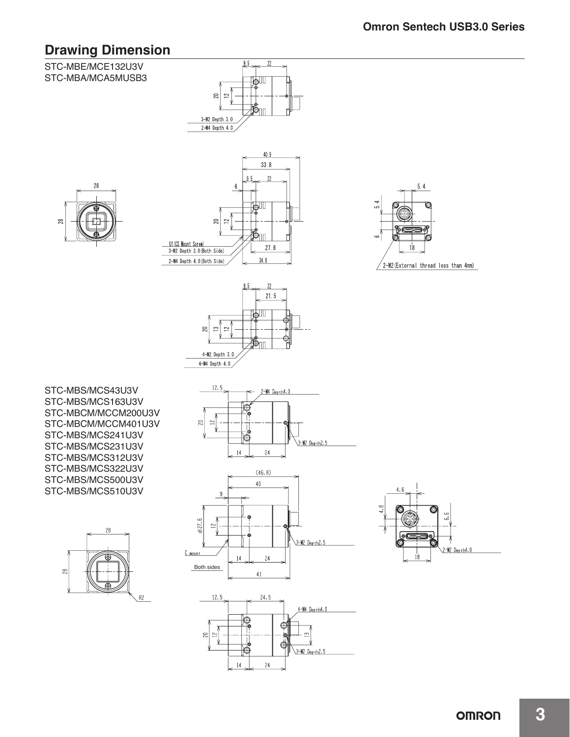## Drawing Dimension

STC-MBE/MCE132U3V
STC-MBA/MCA5MUSB3

9.5 22
20 12
3-M2 Depth 3.0
2-M4 Depth 4.0

28
28

40.9
33.8
6 9.5 22
20 12
U1(CS Mount Screw)
3-M2 Depth 3.0(Both Side)
2-M4 Depth 4.0(Both Side)
27.8
34.8

5.4
5.4
6
18
2-M2(External thread less than 4mm)

9.5 22
21.5
20 13 12
4-M2 Depth 3.0
4-M4 Depth 4.0

STC-MBS/MCS43U3V
STC-MBS/MCS163U3V
STC-MBCM/MCCM200U3V
STC-MBCM/MCCM401U3V
STC-MBS/MCS241U3V
STC-MBS/MCS231U3V
STC-MBS/MCS312U3V
STC-MBS/MCS322U3V
STC-MBS/MCS500U3V
STC-MBS/MCS510U3V

12.5
2-M4 Depth4.0
20 12
3-M2 Depth2.5
14 24

(46.8)
40
9
φ27.6 12
C mount
Both sides
3-M2 Depth2.5
14 24
41

4.6
4.8
6.6
2-M4 Depth4.0
18

28
28
R2

12.5 24.5
4-M4 Depth4.0
20 12 13
3-M2 Depth2.5
14 24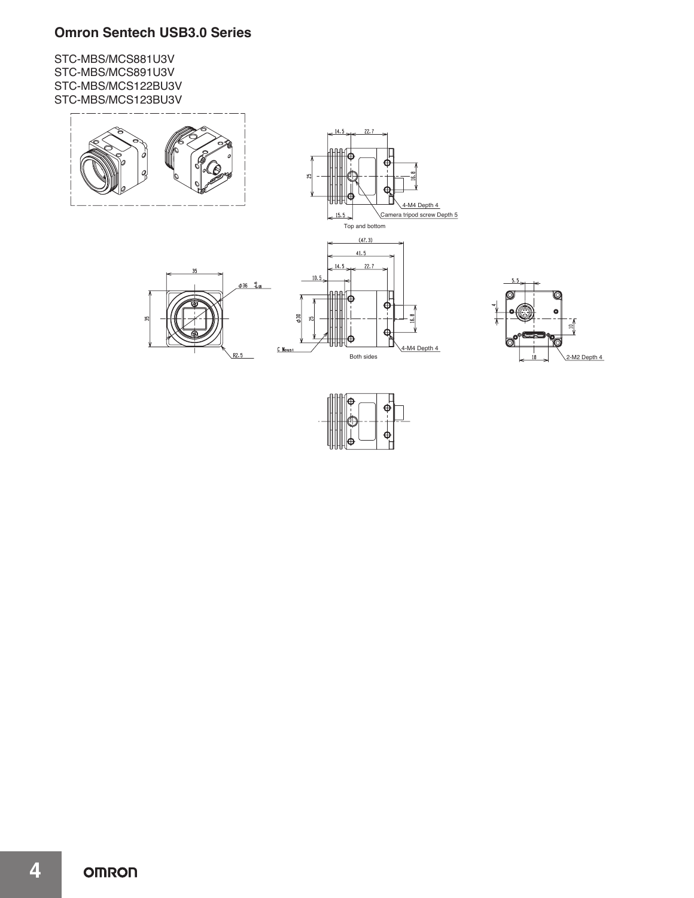## Omron Sentech USB3.0 Series

STC-MBS/MCS881U3V
STC-MBS/MCS891U3V
STC-MBS/MCS122BU3V
STC-MBS/MCS123BU3V

14.5 22.7
25 16.8
4-M4 Depth 4
15.5 Camera tripod screw Depth 5
Top and bottom

(47.3)
41.5
14.5 22.7
10.5
35
φ36
35
φ30 25 16.8
R2.5
C Mount
4-M4 Depth 4
Both sides

5.5
4
10
18
2-M2 Depth 4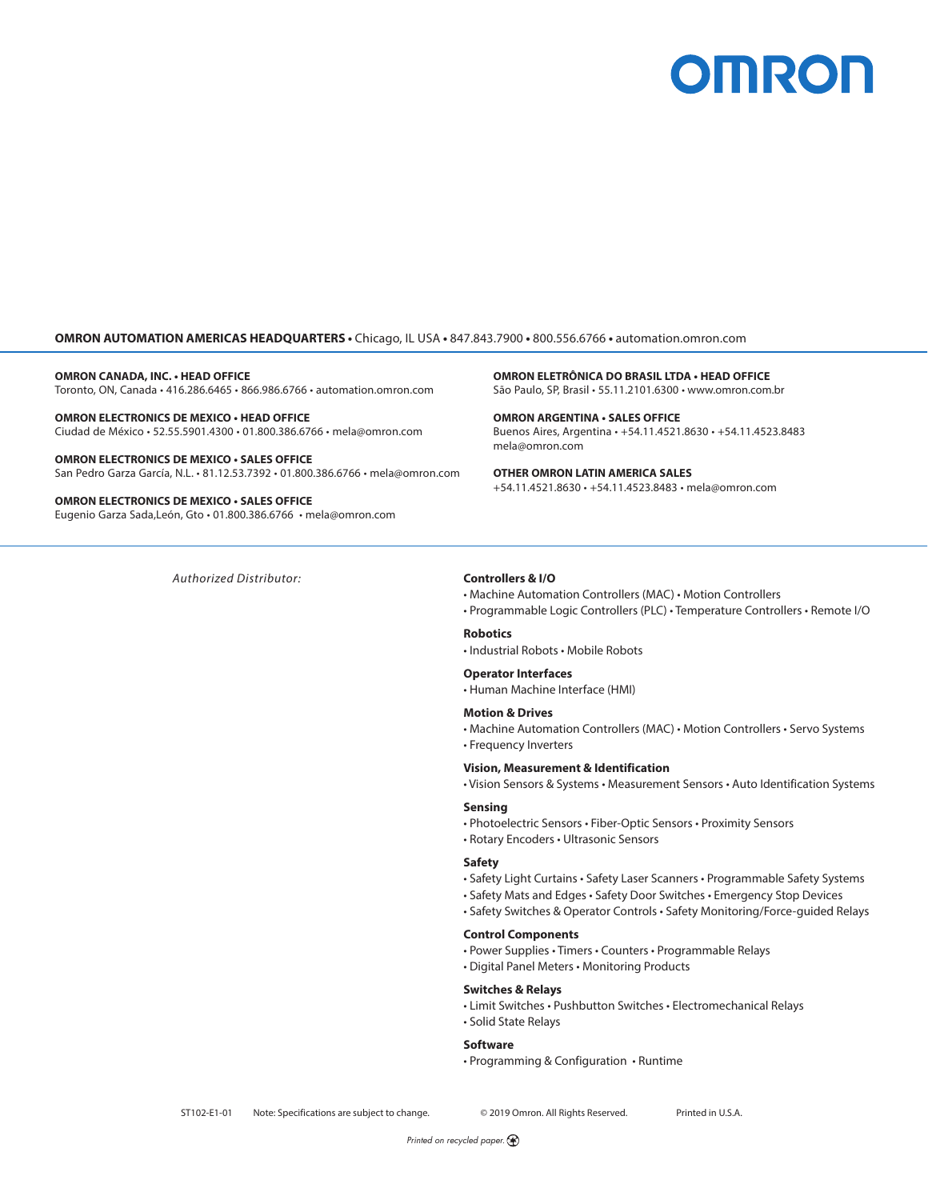**OMRON AUTOMATION AMERICAS HEADQUARTERS •** Chicago, IL USA • 847.843.7900 • 800.556.6766 • automation.omron.com

**OMRON CANADA, INC. • HEAD OFFICE**
Toronto, ON, Canada • 416.286.6465 • 866.986.6766 • automation.omron.com

**OMRON ELECTRONICS DE MEXICO • HEAD OFFICE**
Ciudad de México • 52.55.5901.4300 • 01.800.386.6766 • mela@omron.com

**OMRON ELECTRONICS DE MEXICO • SALES OFFICE**
San Pedro Garza García, N.L. • 81.12.53.7392 • 01.800.386.6766 • mela@omron.com

**OMRON ELECTRONICS DE MEXICO • SALES OFFICE**
Eugenio Garza Sada,León, Gto • 01.800.386.6766 • mela@omron.com

**OMRON ELETRÔNICA DO BRASIL LTDA • HEAD OFFICE**
São Paulo, SP, Brasil • 55.11.2101.6300 • www.omron.com.br

**OMRON ARGENTINA • SALES OFFICE**
Buenos Aires, Argentina • +54.11.4521.8630 • +54.11.4523.8483
mela@omron.com

**OTHER OMRON LATIN AMERICA SALES**
+54.11.4521.8630 • +54.11.4523.8483 • mela@omron.com

*Authorized Distributor:*

**Controllers & I/O**
- Machine Automation Controllers (MAC) • Motion Controllers
- Programmable Logic Controllers (PLC) • Temperature Controllers • Remote I/O

**Robotics**
- Industrial Robots • Mobile Robots

**Operator Interfaces**
- Human Machine Interface (HMI)

**Motion & Drives**
- Machine Automation Controllers (MAC) • Motion Controllers • Servo Systems
- Frequency Inverters

**Vision, Measurement & Identification**
- Vision Sensors & Systems • Measurement Sensors • Auto Identification Systems

**Sensing**
- Photoelectric Sensors • Fiber-Optic Sensors • Proximity Sensors
- Rotary Encoders • Ultrasonic Sensors

**Safety**
- Safety Light Curtains • Safety Laser Scanners • Programmable Safety Systems
- Safety Mats and Edges • Safety Door Switches • Emergency Stop Devices
- Safety Switches & Operator Controls • Safety Monitoring/Force-guided Relays

**Control Components**
- Power Supplies • Timers • Counters • Programmable Relays
- Digital Panel Meters • Monitoring Products

**Switches & Relays**
- Limit Switches • Pushbutton Switches • Electromechanical Relays
- Solid State Relays

**Software**
- Programming & Configuration • Runtime

ST102-E1-01 Note: Specifications are subject to change. © 2019 Omron. All Rights Reserved. Printed in U.S.A.

*Printed on recycled paper.*